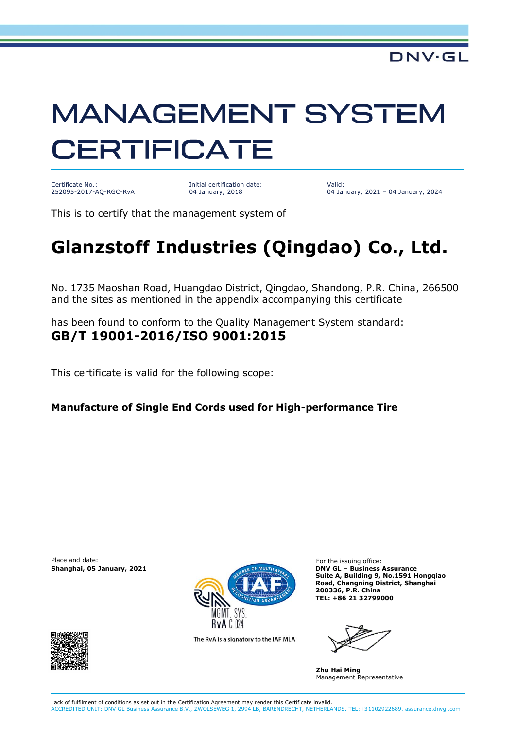DNV·GL

# MANAGEMENT SYSTEM CERTIFICATE

| Certificate No.: | Initial certification date: | Valid: |
|---|---|---|
| 252095-2017-AQ-RGC-RvA | 04 January, 2018 | 04 January, 2021 – 04 January, 2024 |

This is to certify that the management system of

## Glanzstoff Industries (Qingdao) Co., Ltd.

No. 1735 Maoshan Road, Huangdao District, Qingdao, Shandong, P.R. China, 266500
and the sites as mentioned in the appendix accompanying this certificate

has been found to conform to the Quality Management System standard:

**GB/T 19001-2016/ISO 9001:2015**

This certificate is valid for the following scope:

**Manufacture of Single End Cords used for High-performance Tire**

Place and date:
**Shanghai, 05 January, 2021**

MGMT. SYS.
RvA C 024

The RvA is a signatory to the IAF MLA

For the issuing office:
**DNV GL – Business Assurance**
**Suite A, Building 9, No.1591 Hongqiao Road, Changning District, Shanghai 200336, P.R. China**
**TEL: +86 21 32799000**

**Zhu Hai Ming**
Management Representative

Lack of fulfilment of conditions as set out in the Certification Agreement may render this Certificate invalid.
ACCREDITED UNIT: DNV GL Business Assurance B.V., ZWOLSEWEG 1, 2994 LB, BARENDRECHT, NETHERLANDS. TEL:+31102922689. assurance.dnvgl.com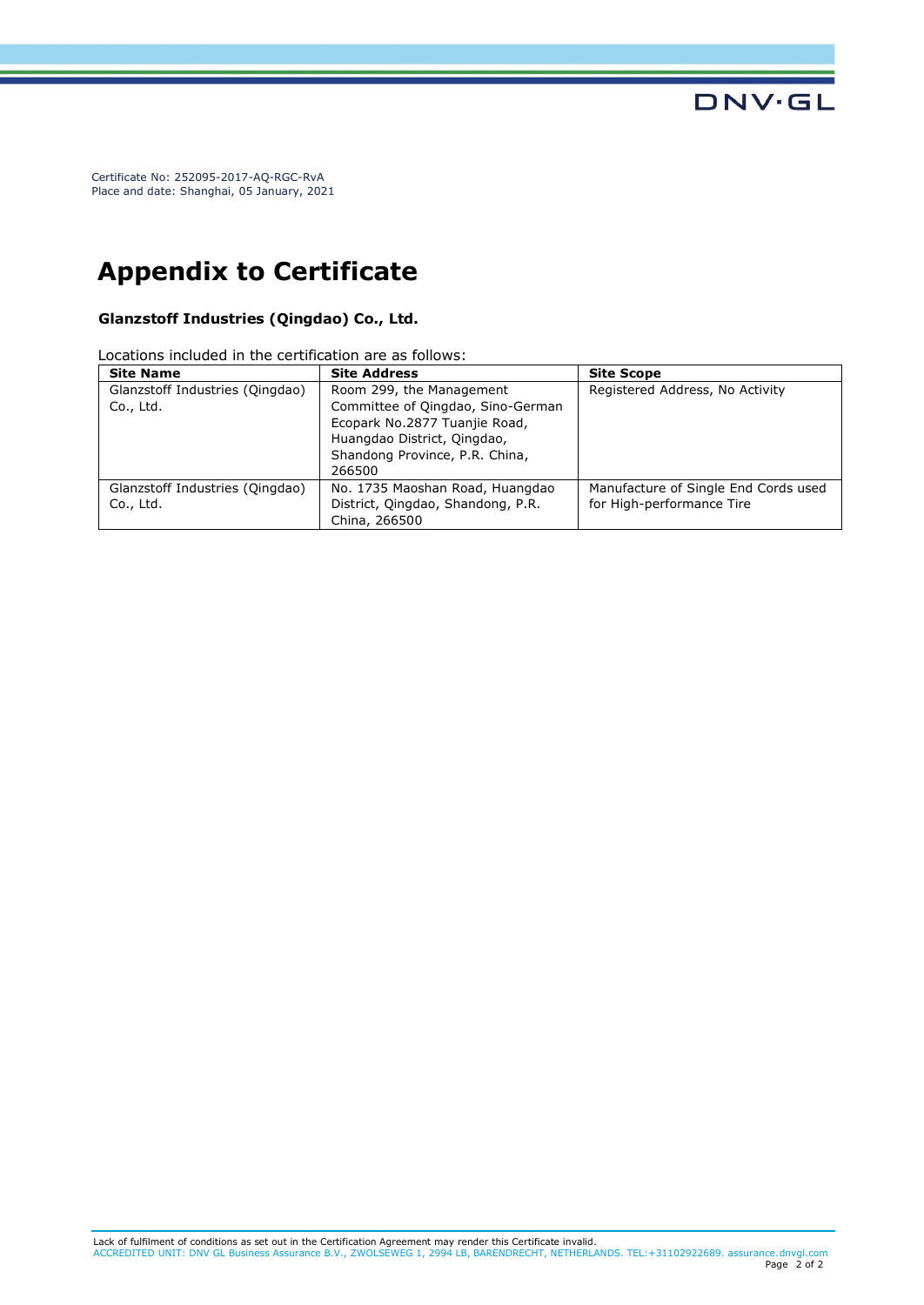Certificate No: 252095-2017-AQ-RGC-RvA
Place and date: Shanghai, 05 January, 2021

# Appendix to Certificate

**Glanzstoff Industries (Qingdao) Co., Ltd.**

Locations included in the certification are as follows:

| Site Name | Site Address | Site Scope |
|---|---|---|
| Glanzstoff Industries (Qingdao) Co., Ltd. | Room 299, the Management Committee of Qingdao, Sino-German Ecopark No.2877 Tuanjie Road, Huangdao District, Qingdao, Shandong Province, P.R. China, 266500 | Registered Address, No Activity |
| Glanzstoff Industries (Qingdao) Co., Ltd. | No. 1735 Maoshan Road, Huangdao District, Qingdao, Shandong, P.R. China, 266500 | Manufacture of Single End Cords used for High-performance Tire |

Lack of fulfilment of conditions as set out in the Certification Agreement may render this Certificate invalid.
ACCREDITED UNIT: DNV GL Business Assurance B.V., ZWOLSEWEG 1, 2994 LB, BARENDRECHT, NETHERLANDS. TEL:+31102922689. assurance.dnvgl.com